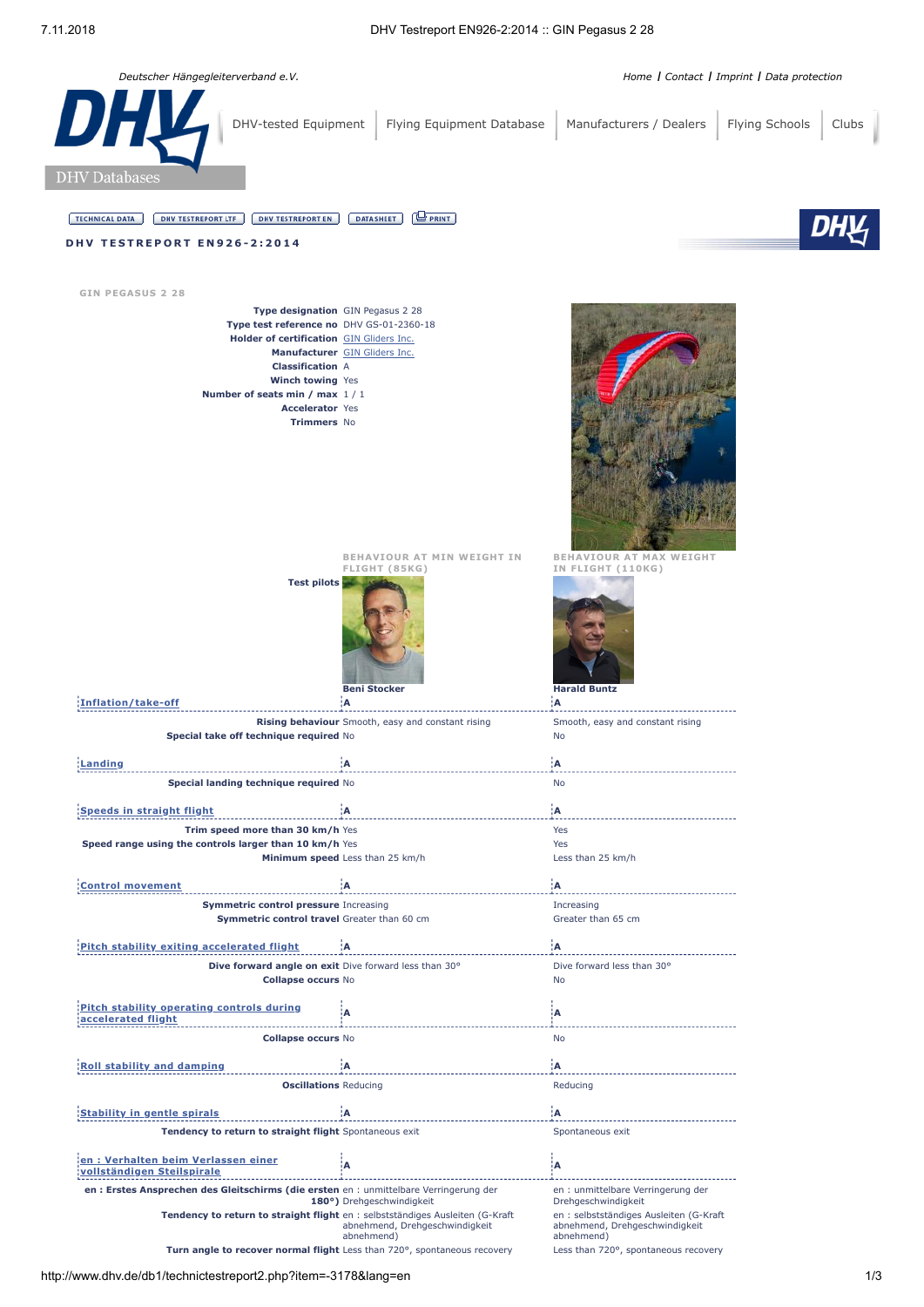Deutscher Hängegleiterverband e.V.

Home | Contact | Imprint | Data protection

DHV Databases

DHV-tested Equipment | Flying Equipment Database | Manufacturers / Dealers | Flying Schools | Clubs

TECHNICAL DATA | DHV TESTREPORT LTF | DHV TESTREPORT EN | DATASHEET | PRINT

# DHV TESTREPORT EN926-2:2014

## GIN PEGASUS 2 28

| | |
|---|---|
| **Type designation** | GIN Pegasus 2 28 |
| **Type test reference no** | DHV GS-01-2360-18 |
| **Holder of certification** | GIN Gliders Inc. |
| **Manufacturer** | GIN Gliders Inc. |
| **Classification** | A |
| **Winch towing** | Yes |
| **Number of seats min / max** | 1 / 1 |
| **Accelerator** | Yes |
| **Trimmers** | No |

| | BEHAVIOUR AT MIN WEIGHT IN FLIGHT (85KG) | BEHAVIOUR AT MAX WEIGHT IN FLIGHT (110KG) |
|---|---|---|
| **Test pilots** | Beni Stocker | Harald Buntz |
| **Inflation/take-off** | A | A |
| **Rising behaviour** | Smooth, easy and constant rising | Smooth, easy and constant rising |
| **Special take off technique required** | No | No |
| **Landing** | A | A |
| **Special landing technique required** | No | No |
| **Speeds in straight flight** | A | A |
| **Trim speed more than 30 km/h** | Yes | Yes |
| **Speed range using the controls larger than 10 km/h** | Yes | Yes |
| **Minimum speed** | Less than 25 km/h | Less than 25 km/h |
| **Control movement** | A | A |
| **Symmetric control pressure** | Increasing | Increasing |
| **Symmetric control travel** | Greater than 60 cm | Greater than 65 cm |
| **Pitch stability exiting accelerated flight** | A | A |
| **Dive forward angle on exit** | Dive forward less than 30° | Dive forward less than 30° |
| **Collapse occurs** | No | No |
| **Pitch stability operating controls during accelerated flight** | A | A |
| **Collapse occurs** | No | No |
| **Roll stability and damping** | A | A |
| **Oscillations** | Reducing | Reducing |
| **Stability in gentle spirals** | A | A |
| **Tendency to return to straight flight** | Spontaneous exit | Spontaneous exit |
| **en : Verhalten beim Verlassen einer vollständigen Steilspirale** | A | A |
| **en : Erstes Ansprechen des Gleitschirms (die ersten 180°)** | en : unmittelbare Verringerung der Drehgeschwindigkeit | en : unmittelbare Verringerung der Drehgeschwindigkeit |
| **Tendency to return to straight flight** | en : selbstständiges Ausleiten (G-Kraft abnehmend, Drehgeschwindigkeit abnehmend) | en : selbstständiges Ausleiten (G-Kraft abnehmend, Drehgeschwindigkeit abnehmend) |
| **Turn angle to recover normal flight** | Less than 720°, spontaneous recovery | Less than 720°, spontaneous recovery |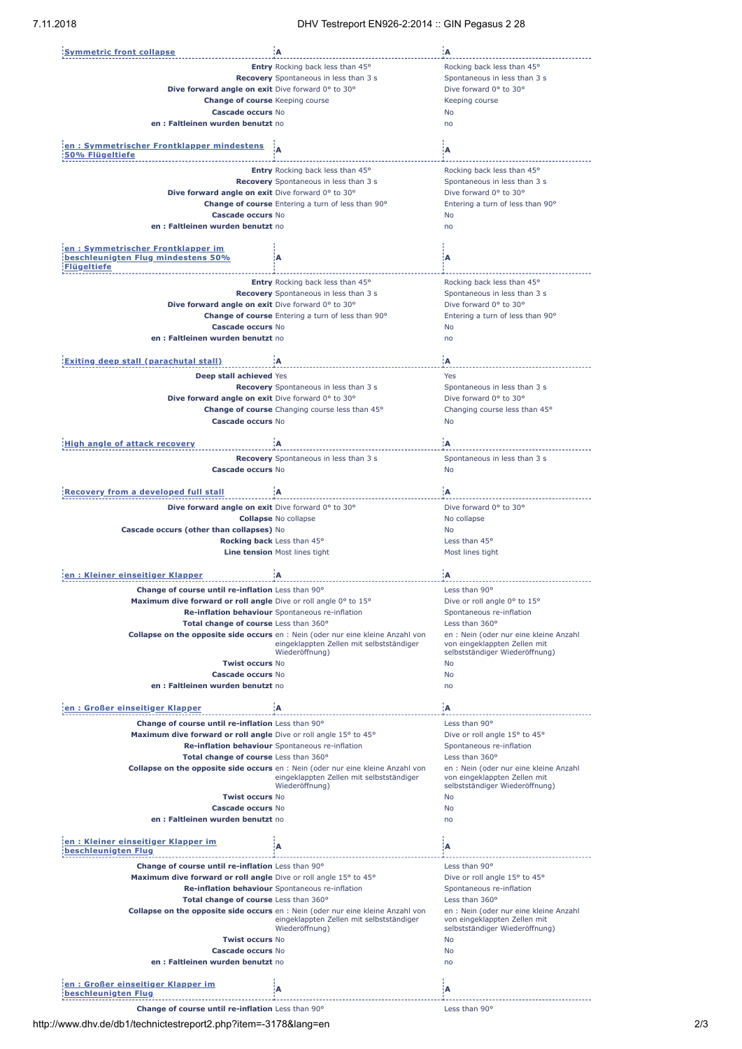| Symmetric front collapse | A | A |
|---|---|---|
| **Entry** | Rocking back less than 45° | Rocking back less than 45° |
| **Recovery** | Spontaneous in less than 3 s | Spontaneous in less than 3 s |
| **Dive forward angle on exit** | Dive forward 0° to 30° | Dive forward 0° to 30° |
| **Change of course** | Keeping course | Keeping course |
| **Cascade occurs** | No | No |
| **en : Faltleinen wurden benutzt** | no | no |

| en : Symmetrischer Frontklapper mindestens 50% Flügeltiefe | A | A |
|---|---|---|
| **Entry** | Rocking back less than 45° | Rocking back less than 45° |
| **Recovery** | Spontaneous in less than 3 s | Spontaneous in less than 3 s |
| **Dive forward angle on exit** | Dive forward 0° to 30° | Dive forward 0° to 30° |
| **Change of course** | Entering a turn of less than 90° | Entering a turn of less than 90° |
| **Cascade occurs** | No | No |
| **en : Faltleinen wurden benutzt** | no | no |

| en : Symmetrischer Frontklapper im beschleunigten Flug mindestens 50% Flügeltiefe | A | A |
|---|---|---|
| **Entry** | Rocking back less than 45° | Rocking back less than 45° |
| **Recovery** | Spontaneous in less than 3 s | Spontaneous in less than 3 s |
| **Dive forward angle on exit** | Dive forward 0° to 30° | Dive forward 0° to 30° |
| **Change of course** | Entering a turn of less than 90° | Entering a turn of less than 90° |
| **Cascade occurs** | No | No |
| **en : Faltleinen wurden benutzt** | no | no |

| Exiting deep stall (parachutal stall) | A | A |
|---|---|---|
| **Deep stall achieved** | Yes | Yes |
| **Recovery** | Spontaneous in less than 3 s | Spontaneous in less than 3 s |
| **Dive forward angle on exit** | Dive forward 0° to 30° | Dive forward 0° to 30° |
| **Change of course** | Changing course less than 45° | Changing course less than 45° |
| **Cascade occurs** | No | No |

| High angle of attack recovery | A | A |
|---|---|---|
| **Recovery** | Spontaneous in less than 3 s | Spontaneous in less than 3 s |
| **Cascade occurs** | No | No |

| Recovery from a developed full stall | A | A |
|---|---|---|
| **Dive forward angle on exit** | Dive forward 0° to 30° | Dive forward 0° to 30° |
| **Collapse** | No collapse | No collapse |
| **Cascade occurs (other than collapses)** | No | No |
| **Rocking back** | Less than 45° | Less than 45° |
| **Line tension** | Most lines tight | Most lines tight |

| en : Kleiner einseitiger Klapper | A | A |
|---|---|---|
| **Change of course until re-inflation** | Less than 90° | Less than 90° |
| **Maximum dive forward or roll angle** | Dive or roll angle 0° to 15° | Dive or roll angle 0° to 15° |
| **Re-inflation behaviour** | Spontaneous re-inflation | Spontaneous re-inflation |
| **Total change of course** | Less than 360° | Less than 360° |
| **Collapse on the opposite side occurs** | en : Nein (oder nur eine kleine Anzahl von eingeklappten Zellen mit selbstständiger Wiederöffnung) | en : Nein (oder nur eine kleine Anzahl von eingeklappten Zellen mit selbstständiger Wiederöffnung) |
| **Twist occurs** | No | No |
| **Cascade occurs** | No | No |
| **en : Faltleinen wurden benutzt** | no | no |

| en : Großer einseitiger Klapper | A | A |
|---|---|---|
| **Change of course until re-inflation** | Less than 90° | Less than 90° |
| **Maximum dive forward or roll angle** | Dive or roll angle 15° to 45° | Dive or roll angle 15° to 45° |
| **Re-inflation behaviour** | Spontaneous re-inflation | Spontaneous re-inflation |
| **Total change of course** | Less than 360° | Less than 360° |
| **Collapse on the opposite side occurs** | en : Nein (oder nur eine kleine Anzahl von eingeklappten Zellen mit selbstständiger Wiederöffnung) | en : Nein (oder nur eine kleine Anzahl von eingeklappten Zellen mit selbstständiger Wiederöffnung) |
| **Twist occurs** | No | No |
| **Cascade occurs** | No | No |
| **en : Faltleinen wurden benutzt** | no | no |

| en : Kleiner einseitiger Klapper im beschleunigten Flug | A | A |
|---|---|---|
| **Change of course until re-inflation** | Less than 90° | Less than 90° |
| **Maximum dive forward or roll angle** | Dive or roll angle 15° to 45° | Dive or roll angle 15° to 45° |
| **Re-inflation behaviour** | Spontaneous re-inflation | Spontaneous re-inflation |
| **Total change of course** | Less than 360° | Less than 360° |
| **Collapse on the opposite side occurs** | en : Nein (oder nur eine kleine Anzahl von eingeklappten Zellen mit selbstständiger Wiederöffnung) | en : Nein (oder nur eine kleine Anzahl von eingeklappten Zellen mit selbstständiger Wiederöffnung) |
| **Twist occurs** | No | No |
| **Cascade occurs** | No | No |
| **en : Faltleinen wurden benutzt** | no | no |

| en : Großer einseitiger Klapper im beschleunigten Flug | A | A |
|---|---|---|
| **Change of course until re-inflation** | Less than 90° | Less than 90° |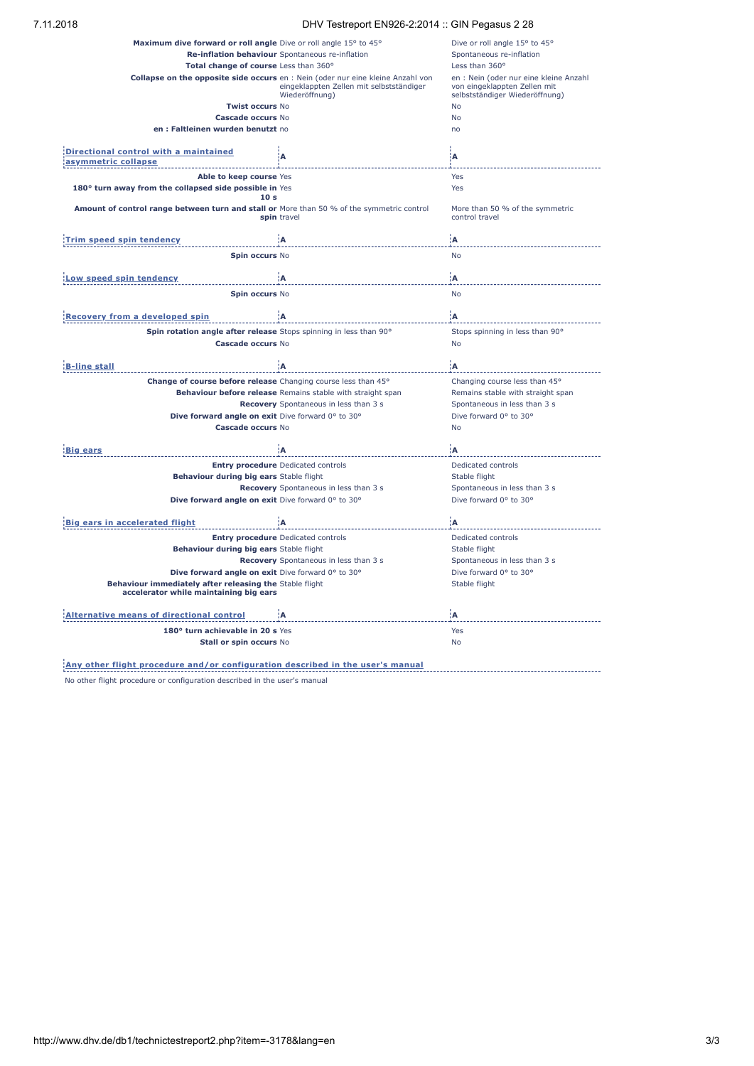| | | |
|---|---|---|
| **Maximum dive forward or roll angle** | Dive or roll angle 15° to 45° | Dive or roll angle 15° to 45° |
| **Re-inflation behaviour** | Spontaneous re-inflation | Spontaneous re-inflation |
| **Total change of course** | Less than 360° | Less than 360° |
| **Collapse on the opposite side occurs** | en : Nein (oder nur eine kleine Anzahl von eingeklappten Zellen mit selbstständiger Wiederöffnung) | en : Nein (oder nur eine kleine Anzahl von eingeklappten Zellen mit selbstständiger Wiederöffnung) |
| **Twist occurs** | No | No |
| **Cascade occurs** | No | No |
| **en : Faltleinen wurden benutzt** | no | no |

| Directional control with a maintained asymmetric collapse | A | A |
|---|---|---|
| **Able to keep course** | Yes | Yes |
| **180° turn away from the collapsed side possible in 10 s** | Yes | Yes |
| **Amount of control range between turn and stall or spin** | More than 50 % of the symmetric control travel | More than 50 % of the symmetric control travel |

| Trim speed spin tendency | A | A |
|---|---|---|
| **Spin occurs** | No | No |

| Low speed spin tendency | A | A |
|---|---|---|
| **Spin occurs** | No | No |

| Recovery from a developed spin | A | A |
|---|---|---|
| **Spin rotation angle after release** | Stops spinning in less than 90° | Stops spinning in less than 90° |
| **Cascade occurs** | No | No |

| B-line stall | A | A |
|---|---|---|
| **Change of course before release** | Changing course less than 45° | Changing course less than 45° |
| **Behaviour before release** | Remains stable with straight span | Remains stable with straight span |
| **Recovery** | Spontaneous in less than 3 s | Spontaneous in less than 3 s |
| **Dive forward angle on exit** | Dive forward 0° to 30° | Dive forward 0° to 30° |
| **Cascade occurs** | No | No |

| Big ears | A | A |
|---|---|---|
| **Entry procedure** | Dedicated controls | Dedicated controls |
| **Behaviour during big ears** | Stable flight | Stable flight |
| **Recovery** | Spontaneous in less than 3 s | Spontaneous in less than 3 s |
| **Dive forward angle on exit** | Dive forward 0° to 30° | Dive forward 0° to 30° |

| Big ears in accelerated flight | A | A |
|---|---|---|
| **Entry procedure** | Dedicated controls | Dedicated controls |
| **Behaviour during big ears** | Stable flight | Stable flight |
| **Recovery** | Spontaneous in less than 3 s | Spontaneous in less than 3 s |
| **Dive forward angle on exit** | Dive forward 0° to 30° | Dive forward 0° to 30° |
| **Behaviour immediately after releasing the accelerator while maintaining big ears** | Stable flight | Stable flight |

| Alternative means of directional control | A | A |
|---|---|---|
| **180° turn achievable in 20 s** | Yes | Yes |
| **Stall or spin occurs** | No | No |

**Any other flight procedure and/or configuration described in the user's manual**

No other flight procedure or configuration described in the user's manual